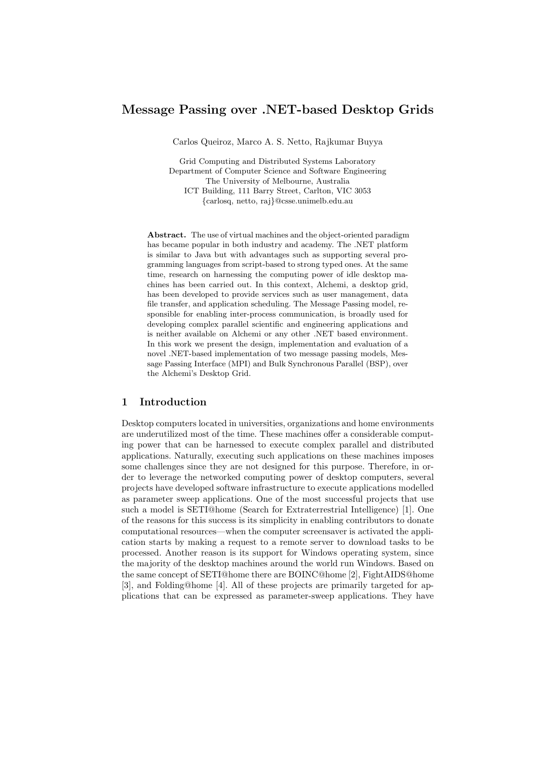# Message Passing over .NET-based Desktop Grids

Carlos Queiroz, Marco A. S. Netto, Rajkumar Buyya

Grid Computing and Distributed Systems Laboratory
Department of Computer Science and Software Engineering
The University of Melbourne, Australia
ICT Building, 111 Barry Street, Carlton, VIC 3053
{carlosq, netto, raj}@csse.unimelb.edu.au

**Abstract.** The use of virtual machines and the object-oriented paradigm has became popular in both industry and academy. The .NET platform is similar to Java but with advantages such as supporting several programming languages from script-based to strong typed ones. At the same time, research on harnessing the computing power of idle desktop machines has been carried out. In this context, Alchemi, a desktop grid, has been developed to provide services such as user management, data file transfer, and application scheduling. The Message Passing model, responsible for enabling inter-process communication, is broadly used for developing complex parallel scientific and engineering applications and is neither available on Alchemi or any other .NET based environment. In this work we present the design, implementation and evaluation of a novel .NET-based implementation of two message passing models, Message Passing Interface (MPI) and Bulk Synchronous Parallel (BSP), over the Alchemi's Desktop Grid.

## 1 Introduction

Desktop computers located in universities, organizations and home environments are underutilized most of the time. These machines offer a considerable computing power that can be harnessed to execute complex parallel and distributed applications. Naturally, executing such applications on these machines imposes some challenges since they are not designed for this purpose. Therefore, in order to leverage the networked computing power of desktop computers, several projects have developed software infrastructure to execute applications modelled as parameter sweep applications. One of the most successful projects that use such a model is SETI@home (Search for Extraterrestrial Intelligence) [1]. One of the reasons for this success is its simplicity in enabling contributors to donate computational resources—when the computer screensaver is activated the application starts by making a request to a remote server to download tasks to be processed. Another reason is its support for Windows operating system, since the majority of the desktop machines around the world run Windows. Based on the same concept of SETI@home there are BOINC@home [2], FightAIDS@home [3], and Folding@home [4]. All of these projects are primarily targeted for applications that can be expressed as parameter-sweep applications. They have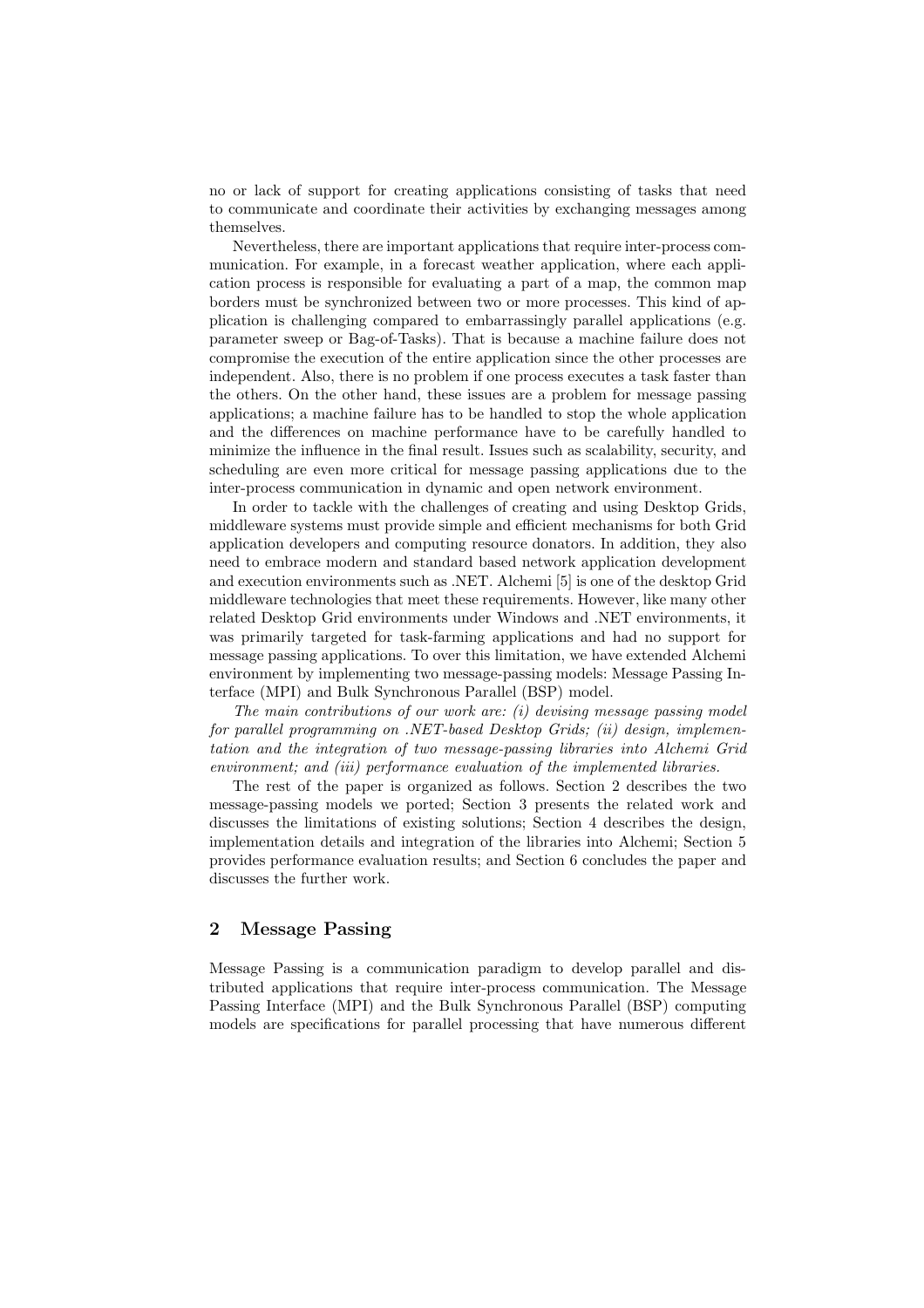no or lack of support for creating applications consisting of tasks that need to communicate and coordinate their activities by exchanging messages among themselves.

Nevertheless, there are important applications that require inter-process communication. For example, in a forecast weather application, where each application process is responsible for evaluating a part of a map, the common map borders must be synchronized between two or more processes. This kind of application is challenging compared to embarrassingly parallel applications (e.g. parameter sweep or Bag-of-Tasks). That is because a machine failure does not compromise the execution of the entire application since the other processes are independent. Also, there is no problem if one process executes a task faster than the others. On the other hand, these issues are a problem for message passing applications; a machine failure has to be handled to stop the whole application and the differences on machine performance have to be carefully handled to minimize the influence in the final result. Issues such as scalability, security, and scheduling are even more critical for message passing applications due to the inter-process communication in dynamic and open network environment.

In order to tackle with the challenges of creating and using Desktop Grids, middleware systems must provide simple and efficient mechanisms for both Grid application developers and computing resource donators. In addition, they also need to embrace modern and standard based network application development and execution environments such as .NET. Alchemi [5] is one of the desktop Grid middleware technologies that meet these requirements. However, like many other related Desktop Grid environments under Windows and .NET environments, it was primarily targeted for task-farming applications and had no support for message passing applications. To over this limitation, we have extended Alchemi environment by implementing two message-passing models: Message Passing Interface (MPI) and Bulk Synchronous Parallel (BSP) model.

*The main contributions of our work are: (i) devising message passing model for parallel programming on .NET-based Desktop Grids; (ii) design, implementation and the integration of two message-passing libraries into Alchemi Grid environment; and (iii) performance evaluation of the implemented libraries.*

The rest of the paper is organized as follows. Section 2 describes the two message-passing models we ported; Section 3 presents the related work and discusses the limitations of existing solutions; Section 4 describes the design, implementation details and integration of the libraries into Alchemi; Section 5 provides performance evaluation results; and Section 6 concludes the paper and discusses the further work.

## 2 Message Passing

Message Passing is a communication paradigm to develop parallel and distributed applications that require inter-process communication. The Message Passing Interface (MPI) and the Bulk Synchronous Parallel (BSP) computing models are specifications for parallel processing that have numerous different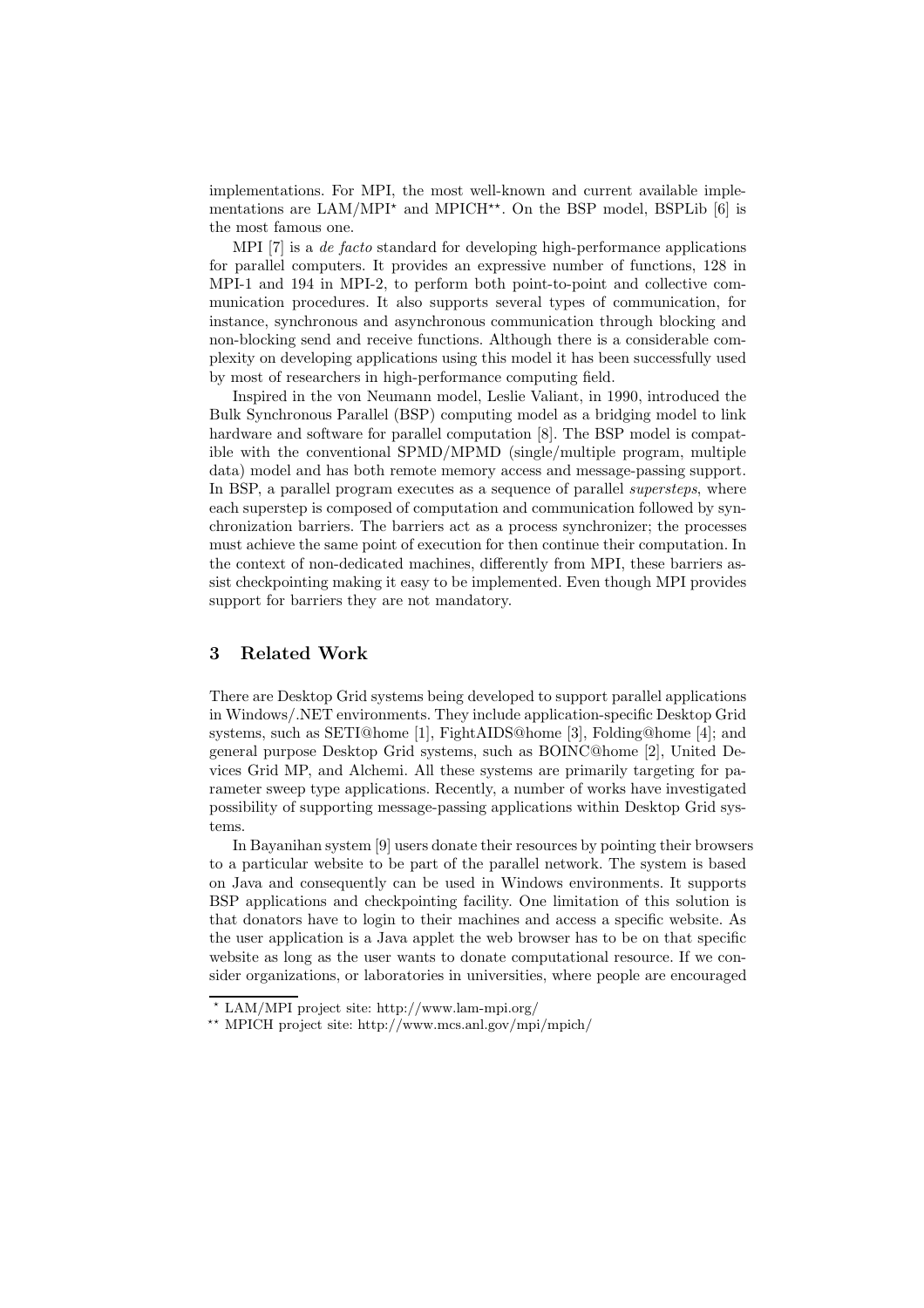implementations. For MPI, the most well-known and current available implementations are LAM/MPI* and MPICH**. On the BSP model, BSPLib [6] is the most famous one.

MPI [7] is a *de facto* standard for developing high-performance applications for parallel computers. It provides an expressive number of functions, 128 in MPI-1 and 194 in MPI-2, to perform both point-to-point and collective communication procedures. It also supports several types of communication, for instance, synchronous and asynchronous communication through blocking and non-blocking send and receive functions. Although there is a considerable complexity on developing applications using this model it has been successfully used by most of researchers in high-performance computing field.

Inspired in the von Neumann model, Leslie Valiant, in 1990, introduced the Bulk Synchronous Parallel (BSP) computing model as a bridging model to link hardware and software for parallel computation [8]. The BSP model is compatible with the conventional SPMD/MPMD (single/multiple program, multiple data) model and has both remote memory access and message-passing support. In BSP, a parallel program executes as a sequence of parallel *supersteps*, where each superstep is composed of computation and communication followed by synchronization barriers. The barriers act as a process synchronizer; the processes must achieve the same point of execution for then continue their computation. In the context of non-dedicated machines, differently from MPI, these barriers assist checkpointing making it easy to be implemented. Even though MPI provides support for barriers they are not mandatory.

## 3 Related Work

There are Desktop Grid systems being developed to support parallel applications in Windows/.NET environments. They include application-specific Desktop Grid systems, such as SETI@home [1], FightAIDS@home [3], Folding@home [4]; and general purpose Desktop Grid systems, such as BOINC@home [2], United Devices Grid MP, and Alchemi. All these systems are primarily targeting for parameter sweep type applications. Recently, a number of works have investigated possibility of supporting message-passing applications within Desktop Grid systems.

In Bayanihan system [9] users donate their resources by pointing their browsers to a particular website to be part of the parallel network. The system is based on Java and consequently can be used in Windows environments. It supports BSP applications and checkpointing facility. One limitation of this solution is that donators have to login to their machines and access a specific website. As the user application is a Java applet the web browser has to be on that specific website as long as the user wants to donate computational resource. If we consider organizations, or laboratories in universities, where people are encouraged

---

* LAM/MPI project site: http://www.lam-mpi.org/

** MPICH project site: http://www.mcs.anl.gov/mpi/mpich/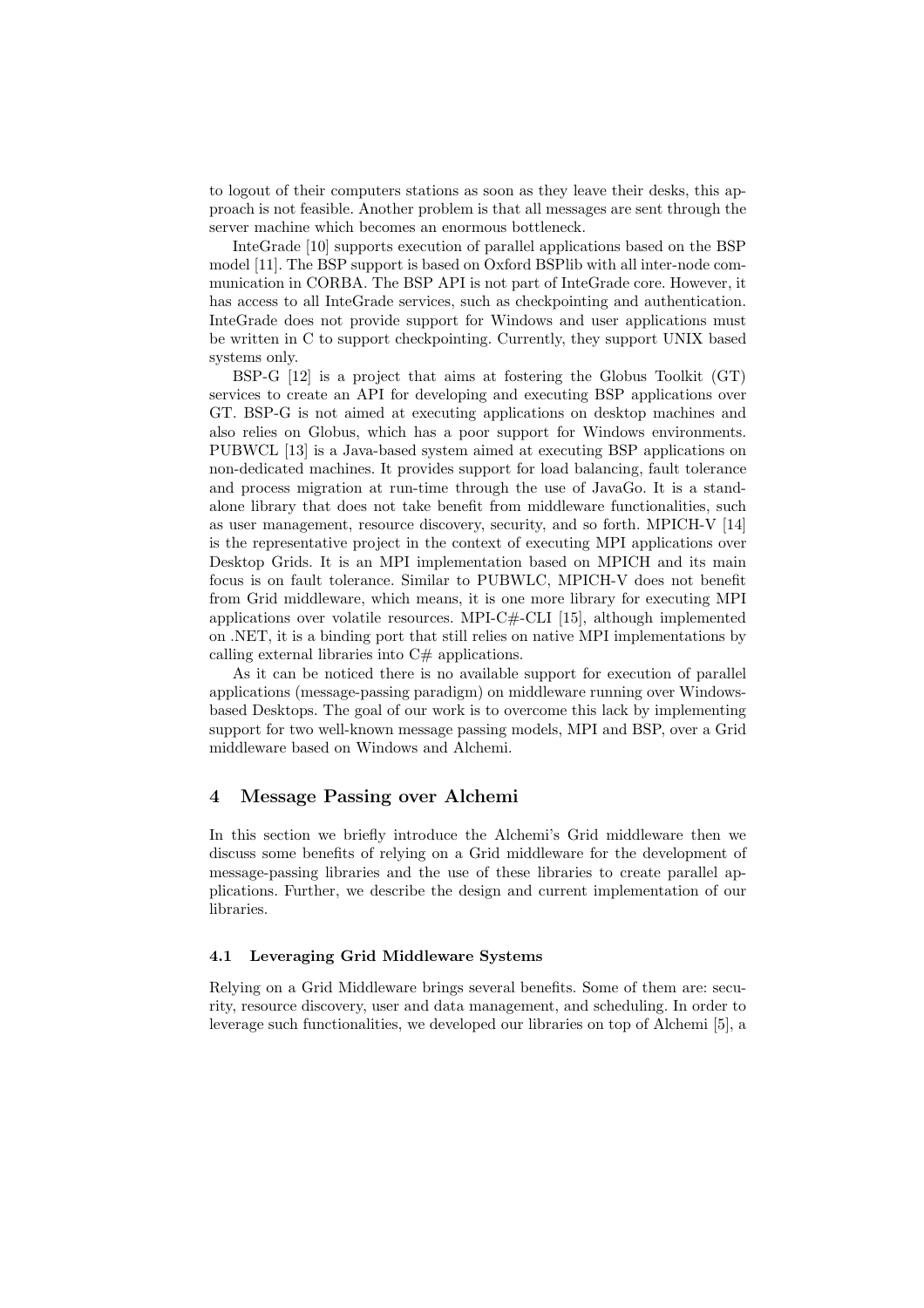to logout of their computers stations as soon as they leave their desks, this approach is not feasible. Another problem is that all messages are sent through the server machine which becomes an enormous bottleneck.

InteGrade [10] supports execution of parallel applications based on the BSP model [11]. The BSP support is based on Oxford BSPlib with all inter-node communication in CORBA. The BSP API is not part of InteGrade core. However, it has access to all InteGrade services, such as checkpointing and authentication. InteGrade does not provide support for Windows and user applications must be written in C to support checkpointing. Currently, they support UNIX based systems only.

BSP-G [12] is a project that aims at fostering the Globus Toolkit (GT) services to create an API for developing and executing BSP applications over GT. BSP-G is not aimed at executing applications on desktop machines and also relies on Globus, which has a poor support for Windows environments. PUBWCL [13] is a Java-based system aimed at executing BSP applications on non-dedicated machines. It provides support for load balancing, fault tolerance and process migration at run-time through the use of JavaGo. It is a standalone library that does not take benefit from middleware functionalities, such as user management, resource discovery, security, and so forth. MPICH-V [14] is the representative project in the context of executing MPI applications over Desktop Grids. It is an MPI implementation based on MPICH and its main focus is on fault tolerance. Similar to PUBWLC, MPICH-V does not benefit from Grid middleware, which means, it is one more library for executing MPI applications over volatile resources. MPI-C#-CLI [15], although implemented on .NET, it is a binding port that still relies on native MPI implementations by calling external libraries into C# applications.

As it can be noticed there is no available support for execution of parallel applications (message-passing paradigm) on middleware running over Windows-based Desktops. The goal of our work is to overcome this lack by implementing support for two well-known message passing models, MPI and BSP, over a Grid middleware based on Windows and Alchemi.

## 4 Message Passing over Alchemi

In this section we briefly introduce the Alchemi's Grid middleware then we discuss some benefits of relying on a Grid middleware for the development of message-passing libraries and the use of these libraries to create parallel applications. Further, we describe the design and current implementation of our libraries.

### 4.1 Leveraging Grid Middleware Systems

Relying on a Grid Middleware brings several benefits. Some of them are: security, resource discovery, user and data management, and scheduling. In order to leverage such functionalities, we developed our libraries on top of Alchemi [5], a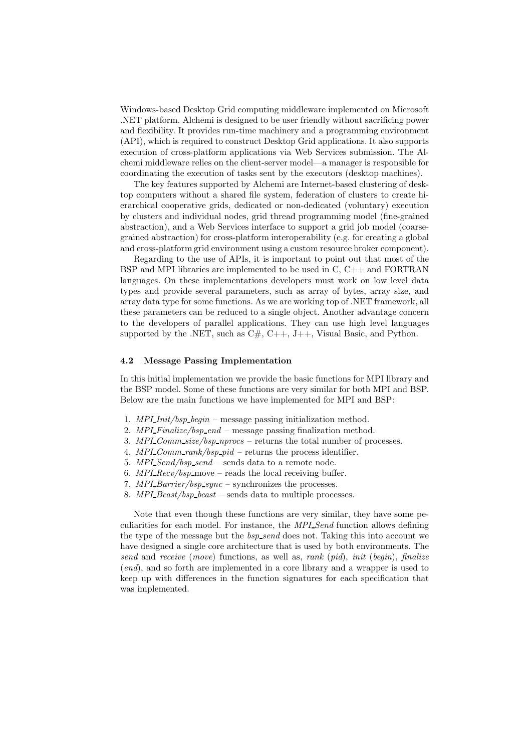Windows-based Desktop Grid computing middleware implemented on Microsoft .NET platform. Alchemi is designed to be user friendly without sacrificing power and flexibility. It provides run-time machinery and a programming environment (API), which is required to construct Desktop Grid applications. It also supports execution of cross-platform applications via Web Services submission. The Alchemi middleware relies on the client-server model—a manager is responsible for coordinating the execution of tasks sent by the executors (desktop machines).

The key features supported by Alchemi are Internet-based clustering of desktop computers without a shared file system, federation of clusters to create hierarchical cooperative grids, dedicated or non-dedicated (voluntary) execution by clusters and individual nodes, grid thread programming model (fine-grained abstraction), and a Web Services interface to support a grid job model (coarse-grained abstraction) for cross-platform interoperability (e.g. for creating a global and cross-platform grid environment using a custom resource broker component).

Regarding to the use of APIs, it is important to point out that most of the BSP and MPI libraries are implemented to be used in C, C++ and FORTRAN languages. On these implementations developers must work on low level data types and provide several parameters, such as array of bytes, array size, and array data type for some functions. As we are working top of .NET framework, all these parameters can be reduced to a single object. Another advantage concern to the developers of parallel applications. They can use high level languages supported by the .NET, such as C#, C++, J++, Visual Basic, and Python.

### 4.2 Message Passing Implementation

In this initial implementation we provide the basic functions for MPI library and the BSP model. Some of these functions are very similar for both MPI and BSP. Below are the main functions we have implemented for MPI and BSP:

1. *MPI_Init/bsp_begin* – message passing initialization method.
2. *MPI_Finalize/bsp_end* – message passing finalization method.
3. *MPI_Comm_size/bsp_nprocs* – returns the total number of processes.
4. *MPI_Comm_rank/bsp_pid* – returns the process identifier.
5. *MPI_Send/bsp_send* – sends data to a remote node.
6. *MPI_Recv/bsp*_move – reads the local receiving buffer.
7. *MPI_Barrier/bsp_sync* – synchronizes the processes.
8. *MPI_Bcast/bsp_bcast* – sends data to multiple processes.

Note that even though these functions are very similar, they have some peculiarities for each model. For instance, the *MPI_Send* function allows defining the type of the message but the *bsp_send* does not. Taking this into account we have designed a single core architecture that is used by both environments. The *send* and *receive* (*move*) functions, as well as, *rank* (*pid*), *init* (*begin*), *finalize* (*end*), and so forth are implemented in a core library and a wrapper is used to keep up with differences in the function signatures for each specification that was implemented.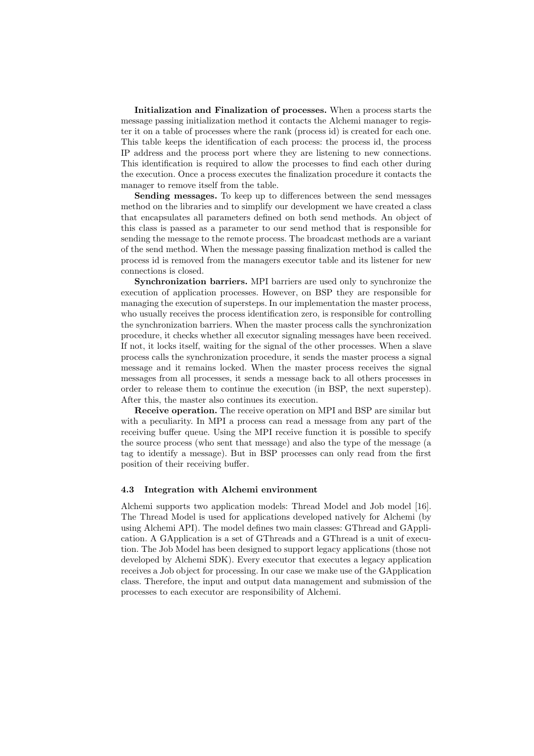**Initialization and Finalization of processes.** When a process starts the message passing initialization method it contacts the Alchemi manager to register it on a table of processes where the rank (process id) is created for each one. This table keeps the identification of each process: the process id, the process IP address and the process port where they are listening to new connections. This identification is required to allow the processes to find each other during the execution. Once a process executes the finalization procedure it contacts the manager to remove itself from the table.

**Sending messages.** To keep up to differences between the send messages method on the libraries and to simplify our development we have created a class that encapsulates all parameters defined on both send methods. An object of this class is passed as a parameter to our send method that is responsible for sending the message to the remote process. The broadcast methods are a variant of the send method. When the message passing finalization method is called the process id is removed from the managers executor table and its listener for new connections is closed.

**Synchronization barriers.** MPI barriers are used only to synchronize the execution of application processes. However, on BSP they are responsible for managing the execution of supersteps. In our implementation the master process, who usually receives the process identification zero, is responsible for controlling the synchronization barriers. When the master process calls the synchronization procedure, it checks whether all executor signaling messages have been received. If not, it locks itself, waiting for the signal of the other processes. When a slave process calls the synchronization procedure, it sends the master process a signal message and it remains locked. When the master process receives the signal messages from all processes, it sends a message back to all others processes in order to release them to continue the execution (in BSP, the next superstep). After this, the master also continues its execution.

**Receive operation.** The receive operation on MPI and BSP are similar but with a peculiarity. In MPI a process can read a message from any part of the receiving buffer queue. Using the MPI receive function it is possible to specify the source process (who sent that message) and also the type of the message (a tag to identify a message). But in BSP processes can only read from the first position of their receiving buffer.

### 4.3 Integration with Alchemi environment

Alchemi supports two application models: Thread Model and Job model [16]. The Thread Model is used for applications developed natively for Alchemi (by using Alchemi API). The model defines two main classes: GThread and GApplication. A GApplication is a set of GThreads and a GThread is a unit of execution. The Job Model has been designed to support legacy applications (those not developed by Alchemi SDK). Every executor that executes a legacy application receives a Job object for processing. In our case we make use of the GApplication class. Therefore, the input and output data management and submission of the processes to each executor are responsibility of Alchemi.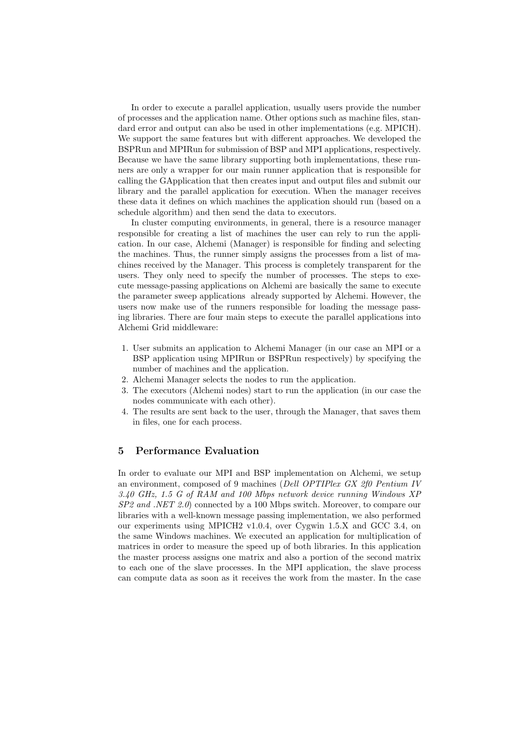In order to execute a parallel application, usually users provide the number of processes and the application name. Other options such as machine files, standard error and output can also be used in other implementations (e.g. MPICH). We support the same features but with different approaches. We developed the BSPRun and MPIRun for submission of BSP and MPI applications, respectively. Because we have the same library supporting both implementations, these runners are only a wrapper for our main runner application that is responsible for calling the GApplication that then creates input and output files and submit our library and the parallel application for execution. When the manager receives these data it defines on which machines the application should run (based on a schedule algorithm) and then send the data to executors.

In cluster computing environments, in general, there is a resource manager responsible for creating a list of machines the user can rely to run the application. In our case, Alchemi (Manager) is responsible for finding and selecting the machines. Thus, the runner simply assigns the processes from a list of machines received by the Manager. This process is completely transparent for the users. They only need to specify the number of processes. The steps to execute message-passing applications on Alchemi are basically the same to execute the parameter sweep applications already supported by Alchemi. However, the users now make use of the runners responsible for loading the message passing libraries. There are four main steps to execute the parallel applications into Alchemi Grid middleware:

1. User submits an application to Alchemi Manager (in our case an MPI or a BSP application using MPIRun or BSPRun respectively) by specifying the number of machines and the application.
2. Alchemi Manager selects the nodes to run the application.
3. The executors (Alchemi nodes) start to run the application (in our case the nodes communicate with each other).
4. The results are sent back to the user, through the Manager, that saves them in files, one for each process.

## 5 Performance Evaluation

In order to evaluate our MPI and BSP implementation on Alchemi, we setup an environment, composed of 9 machines (*Dell OPTIPlex GX 2f0 Pentium IV 3.40 GHz, 1.5 G of RAM and 100 Mbps network device running Windows XP SP2 and .NET 2.0*) connected by a 100 Mbps switch. Moreover, to compare our libraries with a well-known message passing implementation, we also performed our experiments using MPICH2 v1.0.4, over Cygwin 1.5.X and GCC 3.4, on the same Windows machines. We executed an application for multiplication of matrices in order to measure the speed up of both libraries. In this application the master process assigns one matrix and also a portion of the second matrix to each one of the slave processes. In the MPI application, the slave process can compute data as soon as it receives the work from the master. In the case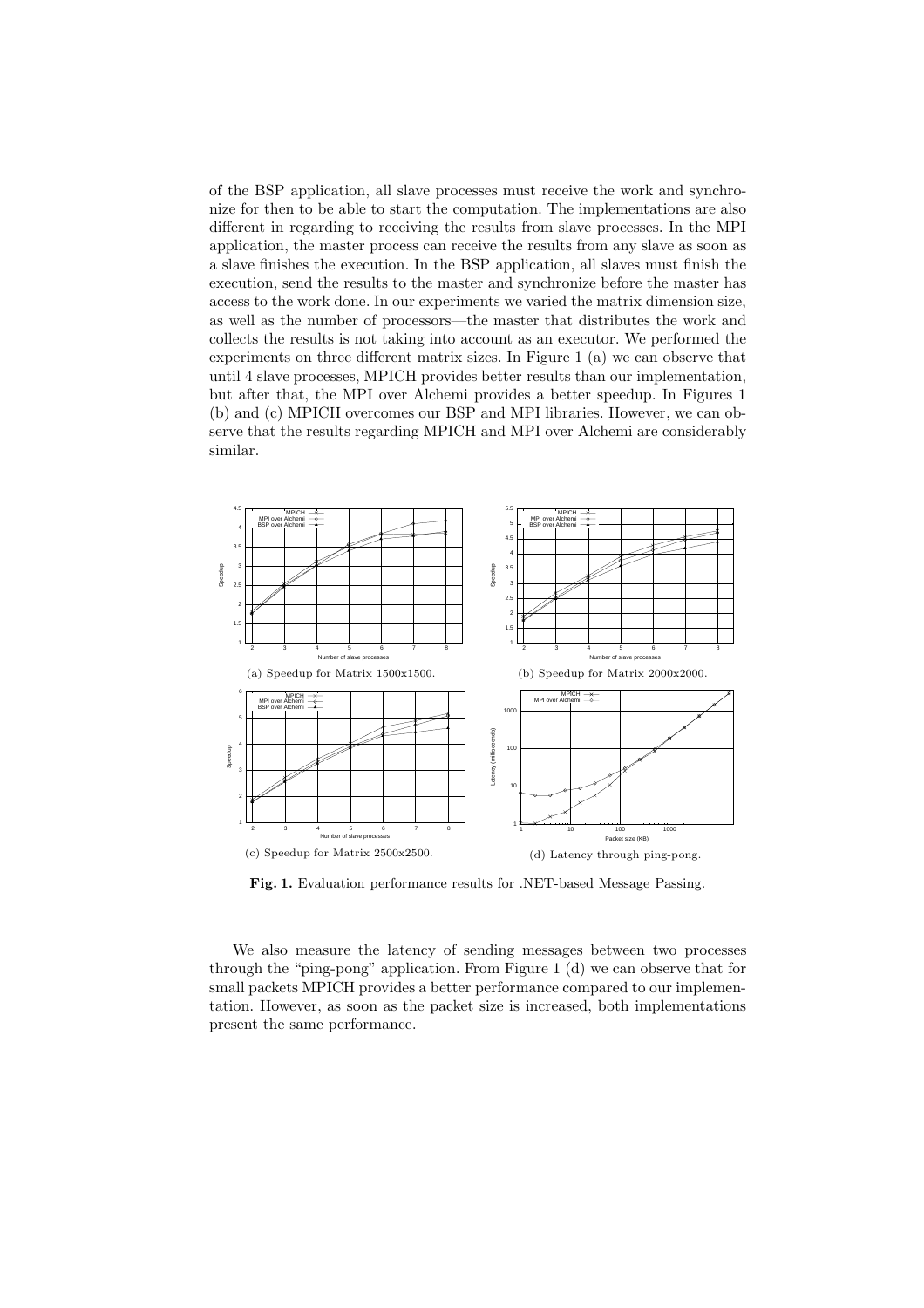of the BSP application, all slave processes must receive the work and synchronize for then to be able to start the computation. The implementations are also different in regarding to receiving the results from slave processes. In the MPI application, the master process can receive the results from any slave as soon as a slave finishes the execution. In the BSP application, all slaves must finish the execution, send the results to the master and synchronize before the master has access to the work done. In our experiments we varied the matrix dimension size, as well as the number of processors—the master that distributes the work and collects the results is not taking into account as an executor. We performed the experiments on three different matrix sizes. In Figure 1 (a) we can observe that until 4 slave processes, MPICH provides better results than our implementation, but after that, the MPI over Alchemi provides a better speedup. In Figures 1 (b) and (c) MPICH overcomes our BSP and MPI libraries. However, we can observe that the results regarding MPICH and MPI over Alchemi are considerably similar.

(a) Speedup for Matrix 1500x1500.

(b) Speedup for Matrix 2000x2000.

(c) Speedup for Matrix 2500x2500.

(d) Latency through ping-pong.

**Fig. 1.** Evaluation performance results for .NET-based Message Passing.

We also measure the latency of sending messages between two processes through the "ping-pong" application. From Figure 1 (d) we can observe that for small packets MPICH provides a better performance compared to our implementation. However, as soon as the packet size is increased, both implementations present the same performance.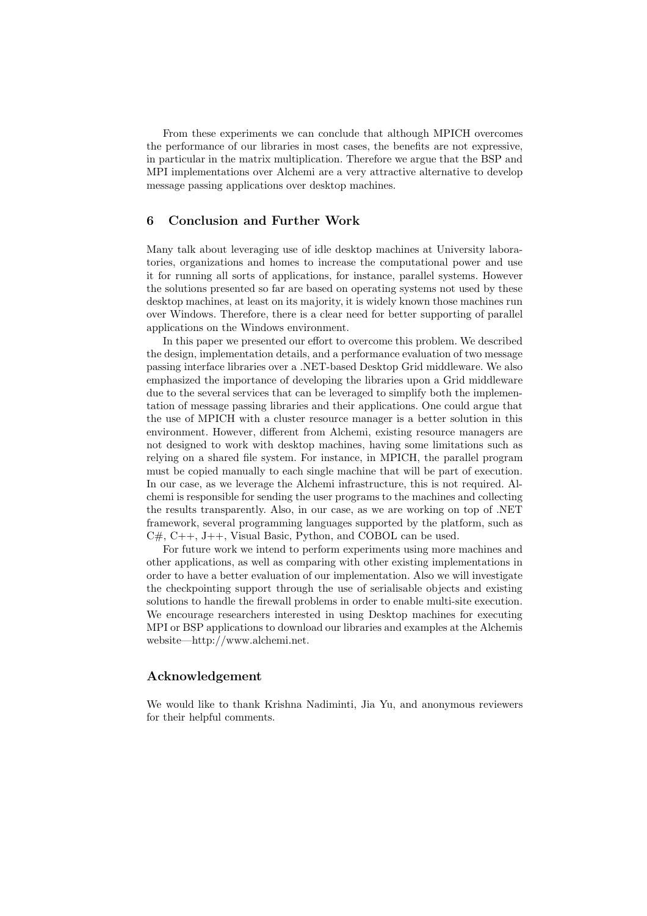From these experiments we can conclude that although MPICH overcomes the performance of our libraries in most cases, the benefits are not expressive, in particular in the matrix multiplication. Therefore we argue that the BSP and MPI implementations over Alchemi are a very attractive alternative to develop message passing applications over desktop machines.

## 6 Conclusion and Further Work

Many talk about leveraging use of idle desktop machines at University laboratories, organizations and homes to increase the computational power and use it for running all sorts of applications, for instance, parallel systems. However the solutions presented so far are based on operating systems not used by these desktop machines, at least on its majority, it is widely known those machines run over Windows. Therefore, there is a clear need for better supporting of parallel applications on the Windows environment.

In this paper we presented our effort to overcome this problem. We described the design, implementation details, and a performance evaluation of two message passing interface libraries over a .NET-based Desktop Grid middleware. We also emphasized the importance of developing the libraries upon a Grid middleware due to the several services that can be leveraged to simplify both the implementation of message passing libraries and their applications. One could argue that the use of MPICH with a cluster resource manager is a better solution in this environment. However, different from Alchemi, existing resource managers are not designed to work with desktop machines, having some limitations such as relying on a shared file system. For instance, in MPICH, the parallel program must be copied manually to each single machine that will be part of execution. In our case, as we leverage the Alchemi infrastructure, this is not required. Alchemi is responsible for sending the user programs to the machines and collecting the results transparently. Also, in our case, as we are working on top of .NET framework, several programming languages supported by the platform, such as C#, C++, J++, Visual Basic, Python, and COBOL can be used.

For future work we intend to perform experiments using more machines and other applications, as well as comparing with other existing implementations in order to have a better evaluation of our implementation. Also we will investigate the checkpointing support through the use of serialisable objects and existing solutions to handle the firewall problems in order to enable multi-site execution. We encourage researchers interested in using Desktop machines for executing MPI or BSP applications to download our libraries and examples at the Alchemis website—http://www.alchemi.net.

## Acknowledgement

We would like to thank Krishna Nadiminti, Jia Yu, and anonymous reviewers for their helpful comments.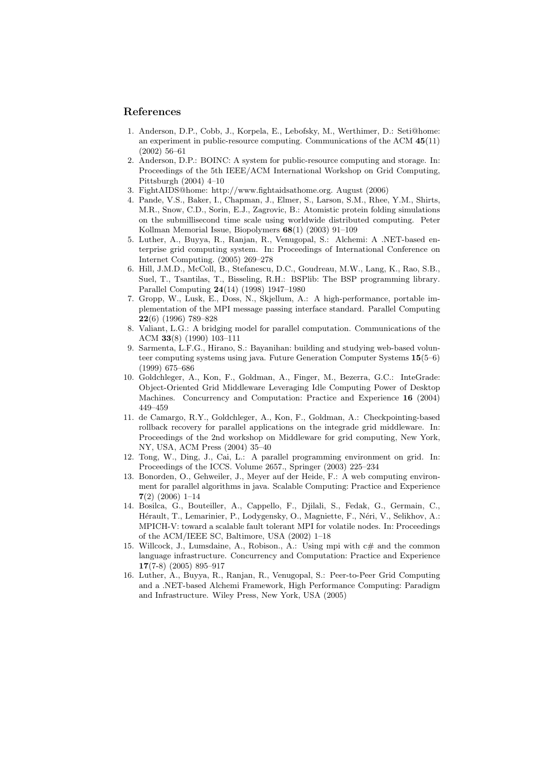## References

1. Anderson, D.P., Cobb, J., Korpela, E., Lebofsky, M., Werthimer, D.: Seti@home: an experiment in public-resource computing. Communications of the ACM **45**(11) (2002) 56–61
2. Anderson, D.P.: BOINC: A system for public-resource computing and storage. In: Proceedings of the 5th IEEE/ACM International Workshop on Grid Computing, Pittsburgh (2004) 4–10
3. FightAIDS@home: http://www.fightaidsathome.org. August (2006)
4. Pande, V.S., Baker, I., Chapman, J., Elmer, S., Larson, S.M., Rhee, Y.M., Shirts, M.R., Snow, C.D., Sorin, E.J., Zagrovic, B.: Atomistic protein folding simulations on the submillisecond time scale using worldwide distributed computing. Peter Kollman Memorial Issue, Biopolymers **68**(1) (2003) 91–109
5. Luther, A., Buyya, R., Ranjan, R., Venugopal, S.: Alchemi: A .NET-based enterprise grid computing system. In: Proceedings of International Conference on Internet Computing. (2005) 269–278
6. Hill, J.M.D., McColl, B., Stefanescu, D.C., Goudreau, M.W., Lang, K., Rao, S.B., Suel, T., Tsantilas, T., Bisseling, R.H.: BSPlib: The BSP programming library. Parallel Computing **24**(14) (1998) 1947–1980
7. Gropp, W., Lusk, E., Doss, N., Skjellum, A.: A high-performance, portable implementation of the MPI message passing interface standard. Parallel Computing **22**(6) (1996) 789–828
8. Valiant, L.G.: A bridging model for parallel computation. Communications of the ACM **33**(8) (1990) 103–111
9. Sarmenta, L.F.G., Hirano, S.: Bayanihan: building and studying web-based volunteer computing systems using java. Future Generation Computer Systems **15**(5–6) (1999) 675–686
10. Goldchleger, A., Kon, F., Goldman, A., Finger, M., Bezerra, G.C.: InteGrade: Object-Oriented Grid Middleware Leveraging Idle Computing Power of Desktop Machines. Concurrency and Computation: Practice and Experience **16** (2004) 449–459
11. de Camargo, R.Y., Goldchleger, A., Kon, F., Goldman, A.: Checkpointing-based rollback recovery for parallel applications on the integrade grid middleware. In: Proceedings of the 2nd workshop on Middleware for grid computing, New York, NY, USA, ACM Press (2004) 35–40
12. Tong, W., Ding, J., Cai, L.: A parallel programming environment on grid. In: Proceedings of the ICCS. Volume 2657., Springer (2003) 225–234
13. Bonorden, O., Gehweiler, J., Meyer auf der Heide, F.: A web computing environment for parallel algorithms in java. Scalable Computing: Practice and Experience **7**(2) (2006) 1–14
14. Bosilca, G., Bouteiller, A., Cappello, F., Djilali, S., Fedak, G., Germain, C., Hérault, T., Lemarinier, P., Lodygensky, O., Magniette, F., Néri, V., Selikhov, A.: MPICH-V: toward a scalable fault tolerant MPI for volatile nodes. In: Proceedings of the ACM/IEEE SC, Baltimore, USA (2002) 1–18
15. Willcock, J., Lumsdaine, A., Robison., A.: Using mpi with c# and the common language infrastructure. Concurrency and Computation: Practice and Experience **17**(7-8) (2005) 895–917
16. Luther, A., Buyya, R., Ranjan, R., Venugopal, S.: Peer-to-Peer Grid Computing and a .NET-based Alchemi Framework, High Performance Computing: Paradigm and Infrastructure. Wiley Press, New York, USA (2005)